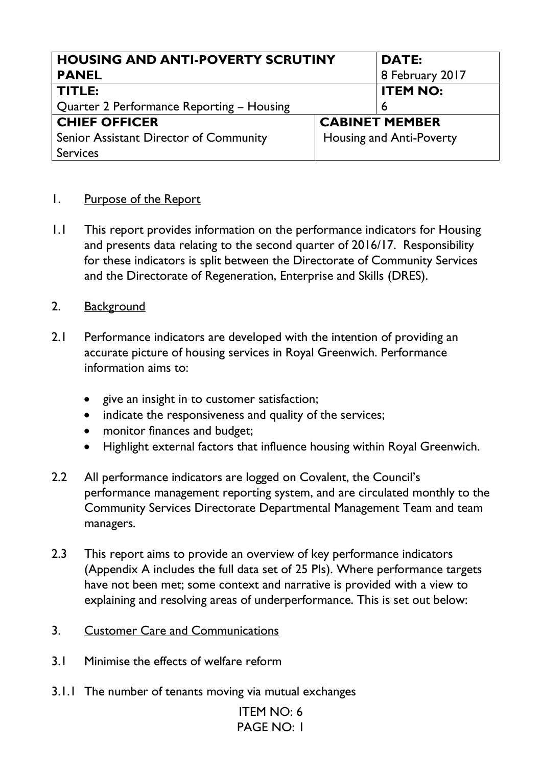| **HOUSING AND ANTI-POVERTY SCRUTINY PANEL** | | **DATE:** 8 February 2017 |
|---|---|---|
| **TITLE:** Quarter 2 Performance Reporting – Housing | | **ITEM NO:** 6 |
| **CHIEF OFFICER** Senior Assistant Director of Community Services | **CABINET MEMBER** Housing and Anti-Poverty | |

1. Purpose of the Report

1.1 This report provides information on the performance indicators for Housing and presents data relating to the second quarter of 2016/17. Responsibility for these indicators is split between the Directorate of Community Services and the Directorate of Regeneration, Enterprise and Skills (DRES).

2. Background

2.1 Performance indicators are developed with the intention of providing an accurate picture of housing services in Royal Greenwich. Performance information aims to:

- give an insight in to customer satisfaction;
- indicate the responsiveness and quality of the services;
- monitor finances and budget;
- Highlight external factors that influence housing within Royal Greenwich.

2.2 All performance indicators are logged on Covalent, the Council's performance management reporting system, and are circulated monthly to the Community Services Directorate Departmental Management Team and team managers.

2.3 This report aims to provide an overview of key performance indicators (Appendix A includes the full data set of 25 PIs). Where performance targets have not been met; some context and narrative is provided with a view to explaining and resolving areas of underperformance. This is set out below:

3. Customer Care and Communications

3.1 Minimise the effects of welfare reform

3.1.1 The number of tenants moving via mutual exchanges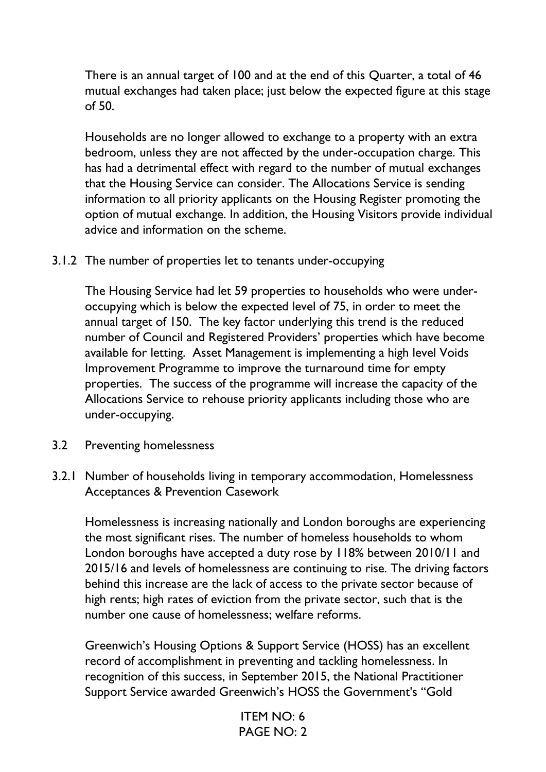There is an annual target of 100 and at the end of this Quarter, a total of 46 mutual exchanges had taken place; just below the expected figure at this stage of 50.

Households are no longer allowed to exchange to a property with an extra bedroom, unless they are not affected by the under-occupation charge. This has had a detrimental effect with regard to the number of mutual exchanges that the Housing Service can consider. The Allocations Service is sending information to all priority applicants on the Housing Register promoting the option of mutual exchange. In addition, the Housing Visitors provide individual advice and information on the scheme.

### 3.1.2 The number of properties let to tenants under-occupying

The Housing Service had let 59 properties to households who were under-occupying which is below the expected level of 75, in order to meet the annual target of 150. The key factor underlying this trend is the reduced number of Council and Registered Providers' properties which have become available for letting. Asset Management is implementing a high level Voids Improvement Programme to improve the turnaround time for empty properties. The success of the programme will increase the capacity of the Allocations Service to rehouse priority applicants including those who are under-occupying.

## 3.2 Preventing homelessness

### 3.2.1 Number of households living in temporary accommodation, Homelessness Acceptances & Prevention Casework

Homelessness is increasing nationally and London boroughs are experiencing the most significant rises. The number of homeless households to whom London boroughs have accepted a duty rose by 118% between 2010/11 and 2015/16 and levels of homelessness are continuing to rise. The driving factors behind this increase are the lack of access to the private sector because of high rents; high rates of eviction from the private sector, such that is the number one cause of homelessness; welfare reforms.

Greenwich's Housing Options & Support Service (HOSS) has an excellent record of accomplishment in preventing and tackling homelessness. In recognition of this success, in September 2015, the National Practitioner Support Service awarded Greenwich's HOSS the Government's "Gold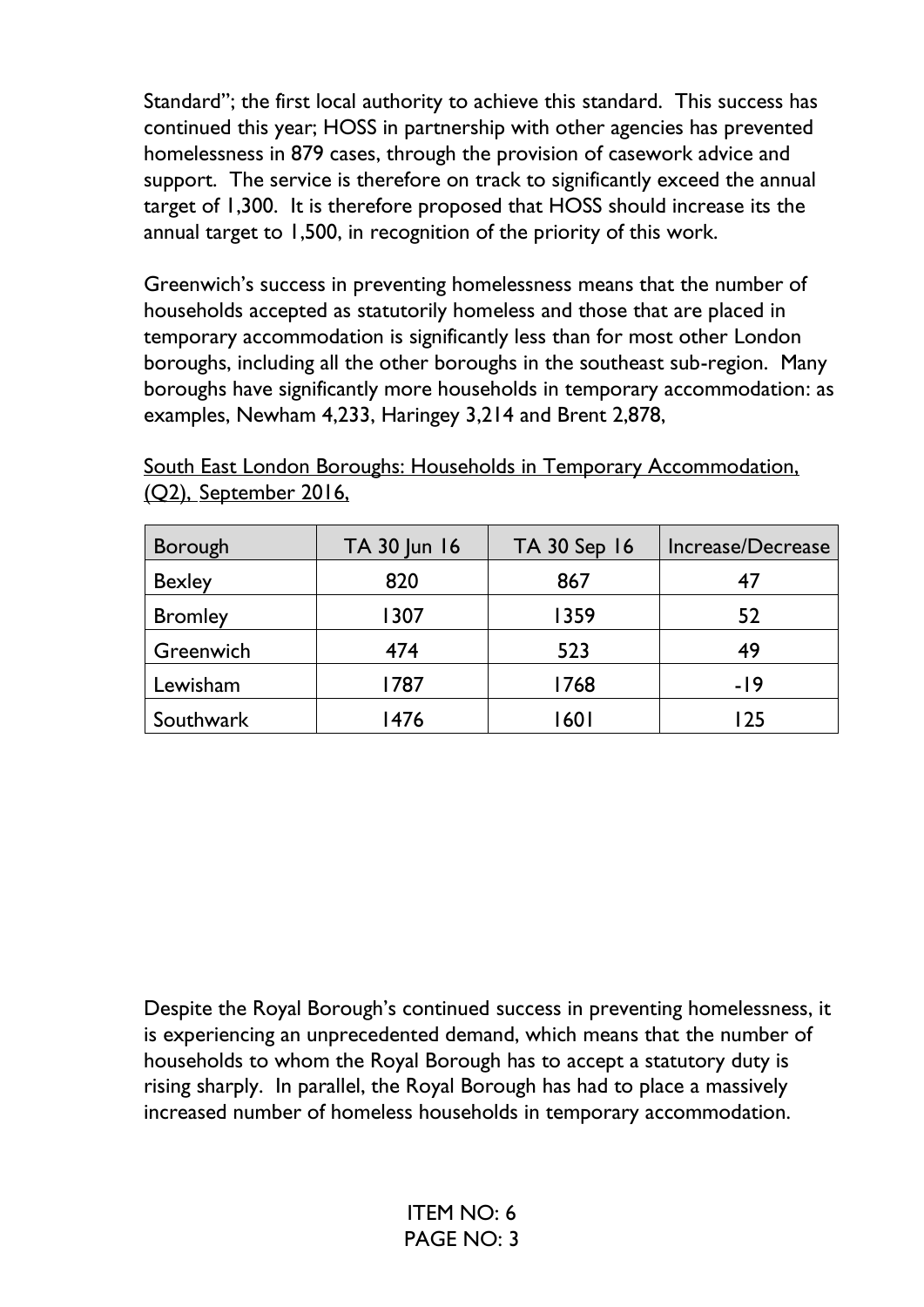Standard"; the first local authority to achieve this standard. This success has continued this year; HOSS in partnership with other agencies has prevented homelessness in 879 cases, through the provision of casework advice and support. The service is therefore on track to significantly exceed the annual target of 1,300. It is therefore proposed that HOSS should increase its the annual target to 1,500, in recognition of the priority of this work.

Greenwich's success in preventing homelessness means that the number of households accepted as statutorily homeless and those that are placed in temporary accommodation is significantly less than for most other London boroughs, including all the other boroughs in the southeast sub-region. Many boroughs have significantly more households in temporary accommodation: as examples, Newham 4,233, Haringey 3,214 and Brent 2,878,

South East London Boroughs: Households in Temporary Accommodation, (Q2), September 2016,

| Borough | TA 30 Jun 16 | TA 30 Sep 16 | Increase/Decrease |
|---|---|---|---|
| Bexley | 820 | 867 | 47 |
| Bromley | 1307 | 1359 | 52 |
| Greenwich | 474 | 523 | 49 |
| Lewisham | 1787 | 1768 | -19 |
| Southwark | 1476 | 1601 | 125 |

Despite the Royal Borough's continued success in preventing homelessness, it is experiencing an unprecedented demand, which means that the number of households to whom the Royal Borough has to accept a statutory duty is rising sharply. In parallel, the Royal Borough has had to place a massively increased number of homeless households in temporary accommodation.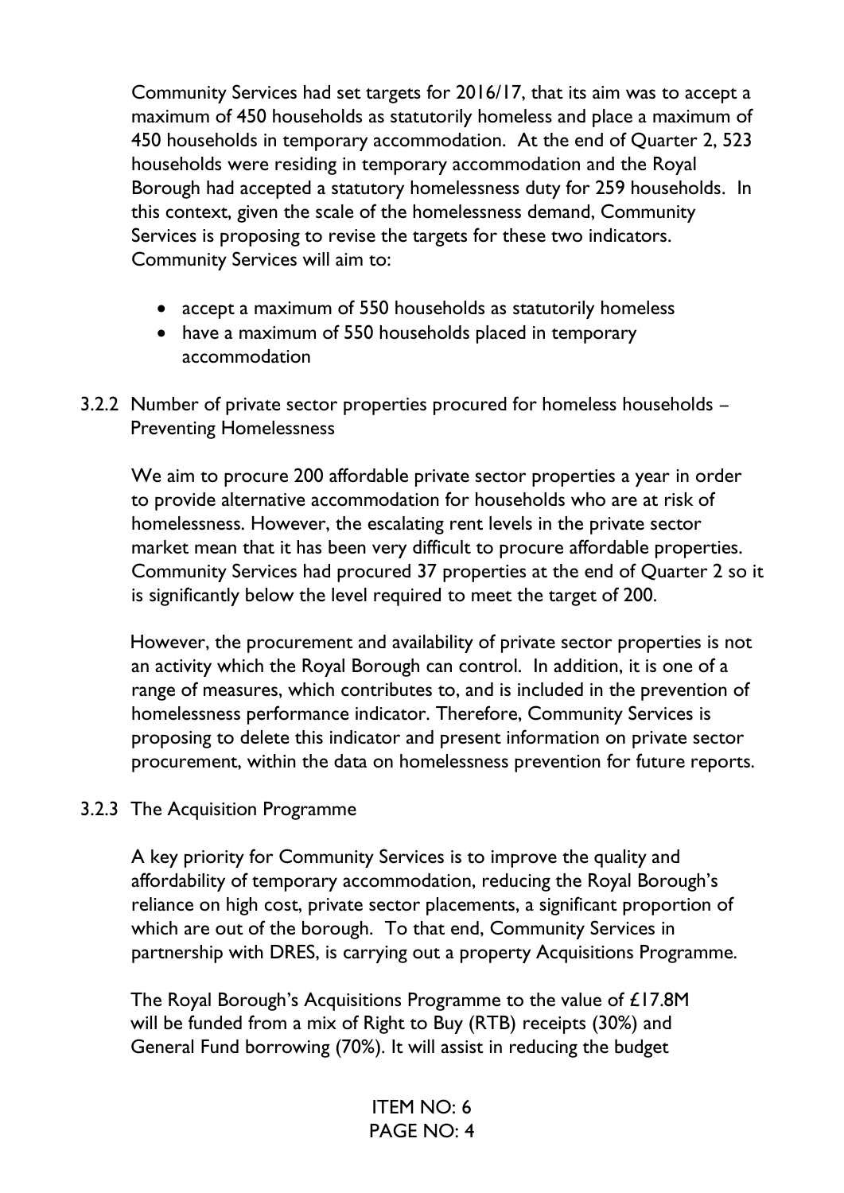Community Services had set targets for 2016/17, that its aim was to accept a maximum of 450 households as statutorily homeless and place a maximum of 450 households in temporary accommodation. At the end of Quarter 2, 523 households were residing in temporary accommodation and the Royal Borough had accepted a statutory homelessness duty for 259 households. In this context, given the scale of the homelessness demand, Community Services is proposing to revise the targets for these two indicators. Community Services will aim to:

- accept a maximum of 550 households as statutorily homeless
- have a maximum of 550 households placed in temporary accommodation

### 3.2.2 Number of private sector properties procured for homeless households – Preventing Homelessness

We aim to procure 200 affordable private sector properties a year in order to provide alternative accommodation for households who are at risk of homelessness. However, the escalating rent levels in the private sector market mean that it has been very difficult to procure affordable properties. Community Services had procured 37 properties at the end of Quarter 2 so it is significantly below the level required to meet the target of 200.

However, the procurement and availability of private sector properties is not an activity which the Royal Borough can control. In addition, it is one of a range of measures, which contributes to, and is included in the prevention of homelessness performance indicator. Therefore, Community Services is proposing to delete this indicator and present information on private sector procurement, within the data on homelessness prevention for future reports.

### 3.2.3 The Acquisition Programme

A key priority for Community Services is to improve the quality and affordability of temporary accommodation, reducing the Royal Borough's reliance on high cost, private sector placements, a significant proportion of which are out of the borough. To that end, Community Services in partnership with DRES, is carrying out a property Acquisitions Programme.

The Royal Borough's Acquisitions Programme to the value of £17.8M will be funded from a mix of Right to Buy (RTB) receipts (30%) and General Fund borrowing (70%). It will assist in reducing the budget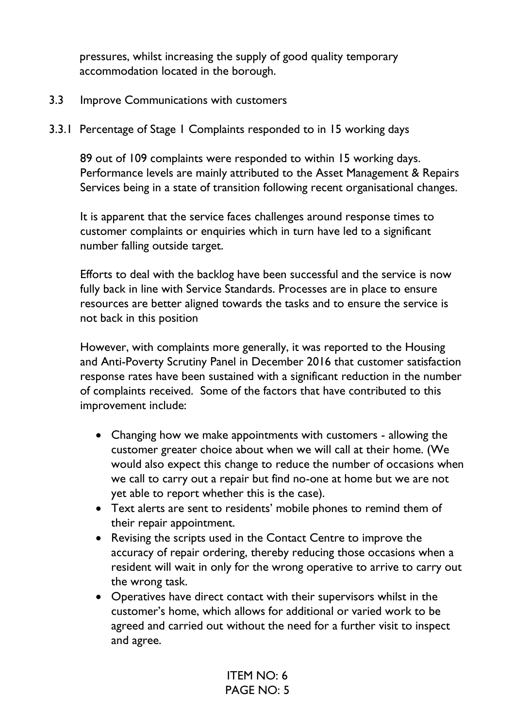pressures, whilst increasing the supply of good quality temporary accommodation located in the borough.

## 3.3 Improve Communications with customers

### 3.3.1 Percentage of Stage 1 Complaints responded to in 15 working days

89 out of 109 complaints were responded to within 15 working days. Performance levels are mainly attributed to the Asset Management & Repairs Services being in a state of transition following recent organisational changes.

It is apparent that the service faces challenges around response times to customer complaints or enquiries which in turn have led to a significant number falling outside target.

Efforts to deal with the backlog have been successful and the service is now fully back in line with Service Standards. Processes are in place to ensure resources are better aligned towards the tasks and to ensure the service is not back in this position

However, with complaints more generally, it was reported to the Housing and Anti-Poverty Scrutiny Panel in December 2016 that customer satisfaction response rates have been sustained with a significant reduction in the number of complaints received. Some of the factors that have contributed to this improvement include:

- Changing how we make appointments with customers - allowing the customer greater choice about when we will call at their home. (We would also expect this change to reduce the number of occasions when we call to carry out a repair but find no-one at home but we are not yet able to report whether this is the case).
- Text alerts are sent to residents' mobile phones to remind them of their repair appointment.
- Revising the scripts used in the Contact Centre to improve the accuracy of repair ordering, thereby reducing those occasions when a resident will wait in only for the wrong operative to arrive to carry out the wrong task.
- Operatives have direct contact with their supervisors whilst in the customer's home, which allows for additional or varied work to be agreed and carried out without the need for a further visit to inspect and agree.

ITEM NO: 6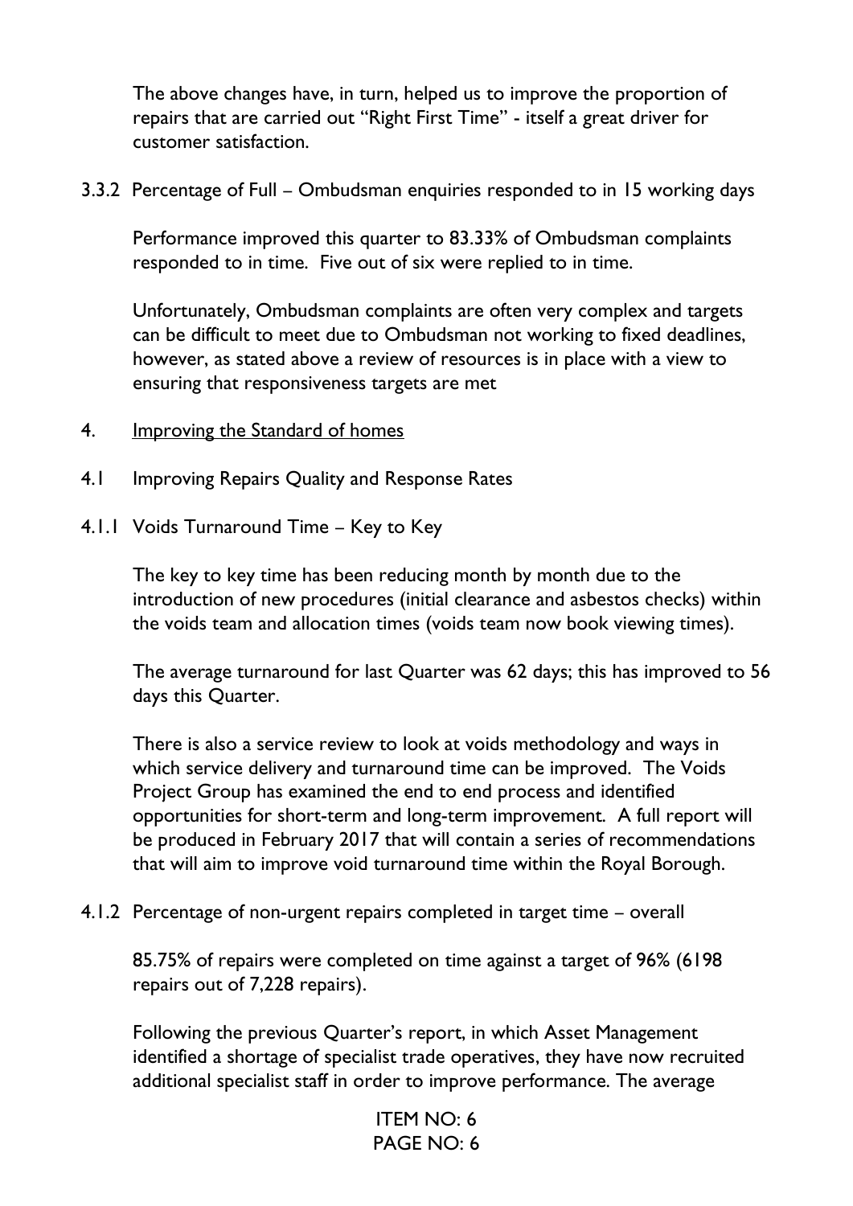The above changes have, in turn, helped us to improve the proportion of repairs that are carried out "Right First Time" - itself a great driver for customer satisfaction.

3.3.2 Percentage of Full – Ombudsman enquiries responded to in 15 working days

Performance improved this quarter to 83.33% of Ombudsman complaints responded to in time. Five out of six were replied to in time.

Unfortunately, Ombudsman complaints are often very complex and targets can be difficult to meet due to Ombudsman not working to fixed deadlines, however, as stated above a review of resources is in place with a view to ensuring that responsiveness targets are met

4. Improving the Standard of homes

4.1 Improving Repairs Quality and Response Rates

4.1.1 Voids Turnaround Time – Key to Key

The key to key time has been reducing month by month due to the introduction of new procedures (initial clearance and asbestos checks) within the voids team and allocation times (voids team now book viewing times).

The average turnaround for last Quarter was 62 days; this has improved to 56 days this Quarter.

There is also a service review to look at voids methodology and ways in which service delivery and turnaround time can be improved. The Voids Project Group has examined the end to end process and identified opportunities for short-term and long-term improvement. A full report will be produced in February 2017 that will contain a series of recommendations that will aim to improve void turnaround time within the Royal Borough.

4.1.2 Percentage of non-urgent repairs completed in target time – overall

85.75% of repairs were completed on time against a target of 96% (6198 repairs out of 7,228 repairs).

Following the previous Quarter's report, in which Asset Management identified a shortage of specialist trade operatives, they have now recruited additional specialist staff in order to improve performance. The average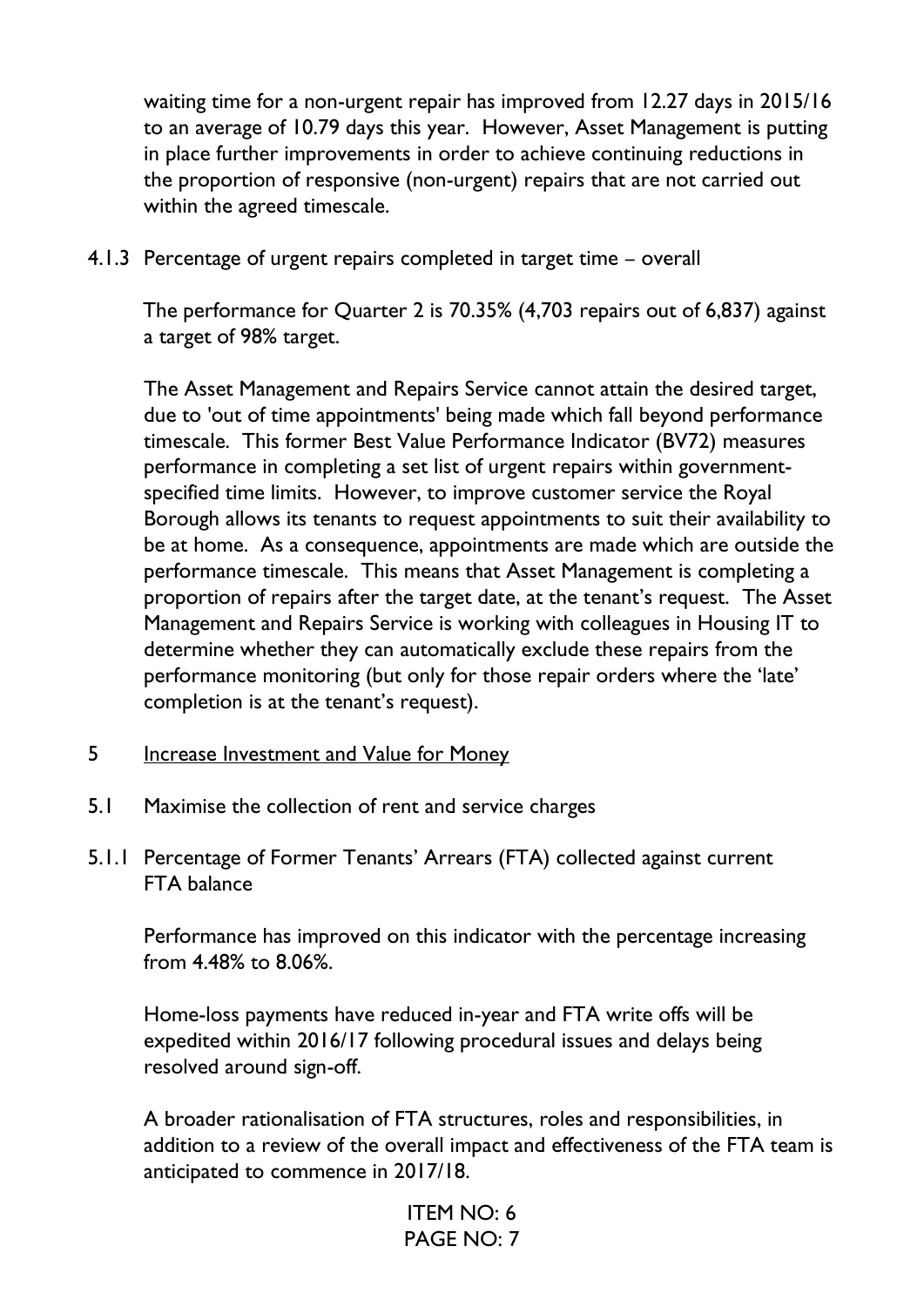waiting time for a non-urgent repair has improved from 12.27 days in 2015/16 to an average of 10.79 days this year. However, Asset Management is putting in place further improvements in order to achieve continuing reductions in the proportion of responsive (non-urgent) repairs that are not carried out within the agreed timescale.

4.1.3 Percentage of urgent repairs completed in target time – overall

The performance for Quarter 2 is 70.35% (4,703 repairs out of 6,837) against a target of 98% target.

The Asset Management and Repairs Service cannot attain the desired target, due to 'out of time appointments' being made which fall beyond performance timescale. This former Best Value Performance Indicator (BV72) measures performance in completing a set list of urgent repairs within government-specified time limits. However, to improve customer service the Royal Borough allows its tenants to request appointments to suit their availability to be at home. As a consequence, appointments are made which are outside the performance timescale. This means that Asset Management is completing a proportion of repairs after the target date, at the tenant's request. The Asset Management and Repairs Service is working with colleagues in Housing IT to determine whether they can automatically exclude these repairs from the performance monitoring (but only for those repair orders where the 'late' completion is at the tenant's request).

5 <u>Increase Investment and Value for Money</u>

5.1 Maximise the collection of rent and service charges

5.1.1 Percentage of Former Tenants' Arrears (FTA) collected against current FTA balance

Performance has improved on this indicator with the percentage increasing from 4.48% to 8.06%.

Home-loss payments have reduced in-year and FTA write offs will be expedited within 2016/17 following procedural issues and delays being resolved around sign-off.

A broader rationalisation of FTA structures, roles and responsibilities, in addition to a review of the overall impact and effectiveness of the FTA team is anticipated to commence in 2017/18.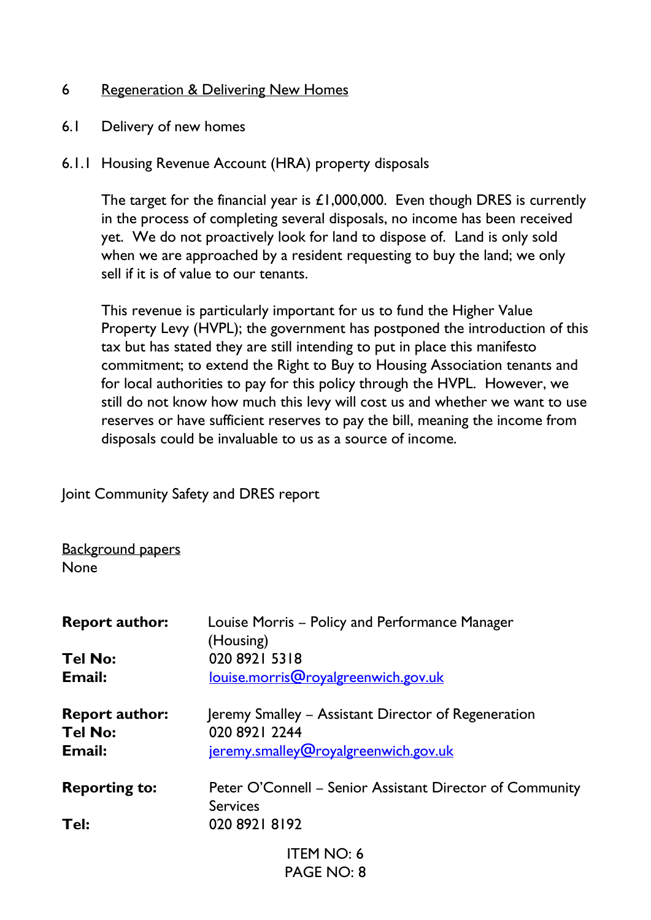## 6 Regeneration & Delivering New Homes

### 6.1 Delivery of new homes

#### 6.1.1 Housing Revenue Account (HRA) property disposals

The target for the financial year is £1,000,000. Even though DRES is currently in the process of completing several disposals, no income has been received yet. We do not proactively look for land to dispose of. Land is only sold when we are approached by a resident requesting to buy the land; we only sell if it is of value to our tenants.

This revenue is particularly important for us to fund the Higher Value Property Levy (HVPL); the government has postponed the introduction of this tax but has stated they are still intending to put in place this manifesto commitment; to extend the Right to Buy to Housing Association tenants and for local authorities to pay for this policy through the HVPL. However, we still do not know how much this levy will cost us and whether we want to use reserves or have sufficient reserves to pay the bill, meaning the income from disposals could be invaluable to us as a source of income.

Joint Community Safety and DRES report

Background papers
None

**Report author:** Louise Morris – Policy and Performance Manager (Housing)
**Tel No:** 020 8921 5318
**Email:** louise.morris@royalgreenwich.gov.uk

**Report author:** Jeremy Smalley – Assistant Director of Regeneration
**Tel No:** 020 8921 2244
**Email:** jeremy.smalley@royalgreenwich.gov.uk

**Reporting to:** Peter O'Connell – Senior Assistant Director of Community Services
**Tel:** 020 8921 8192

ITEM NO: 6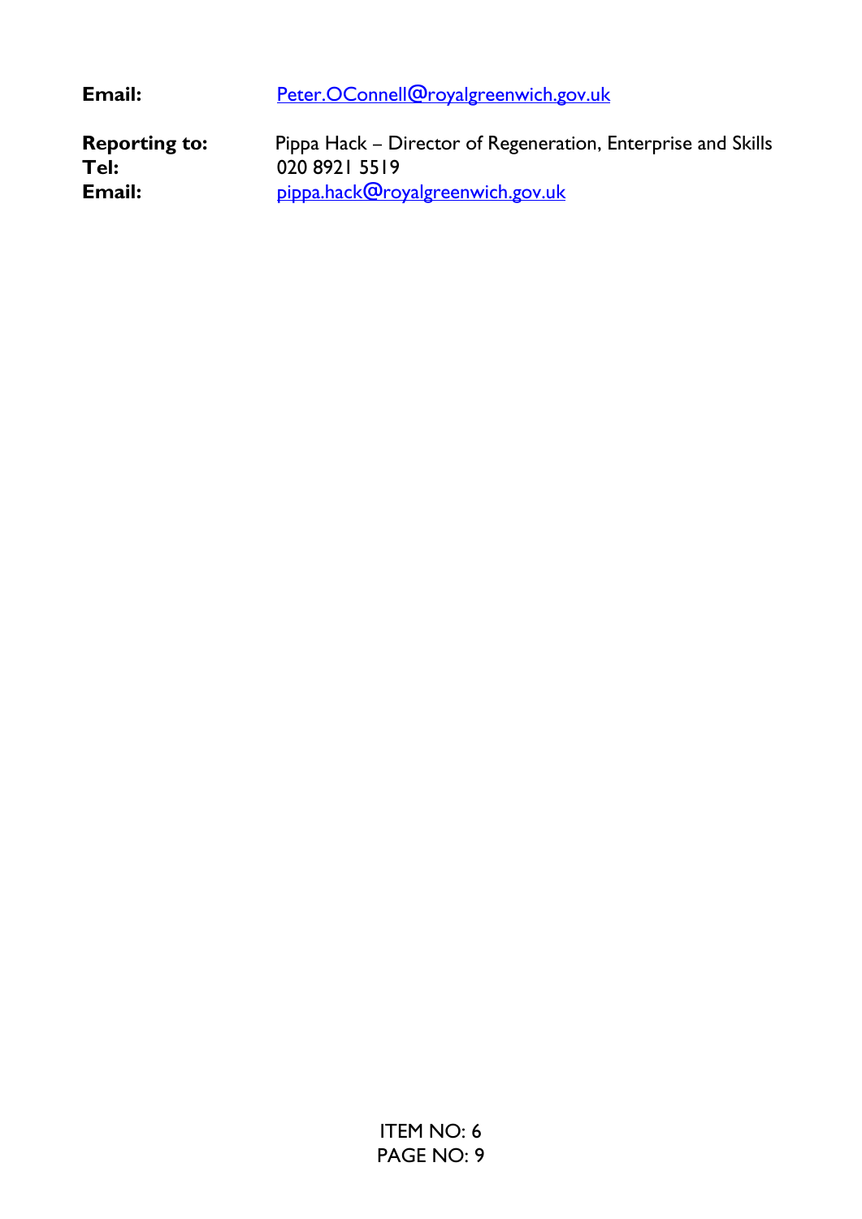**Email:** Peter.OConnell@royalgreenwich.gov.uk

**Reporting to:** Pippa Hack – Director of Regeneration, Enterprise and Skills
**Tel:** 020 8921 5519
**Email:** pippa.hack@royalgreenwich.gov.uk

ITEM NO: 6